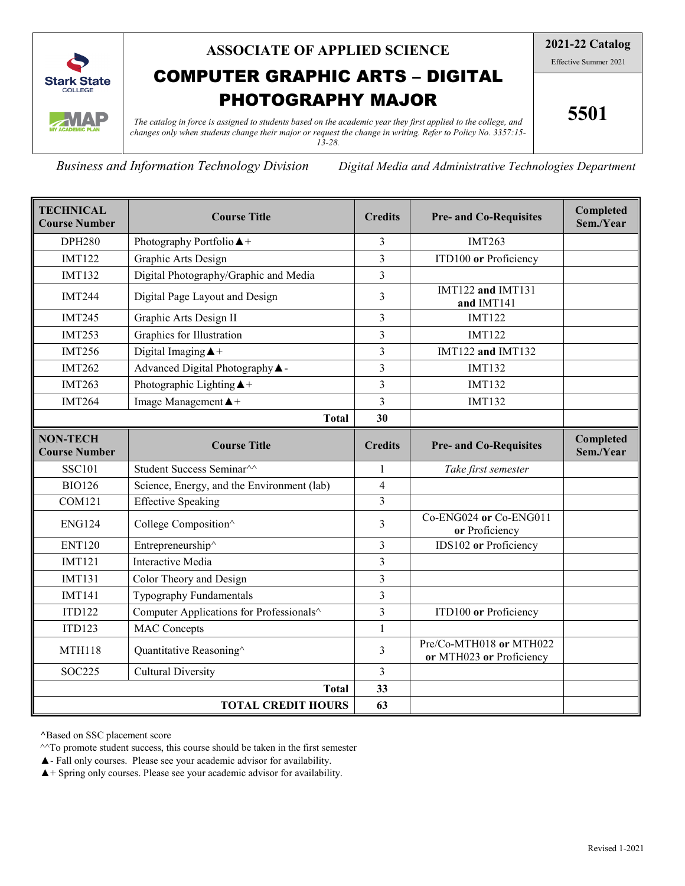# ASSOCIATE OF APPLIED SCIENCE

# COMPUTER GRAPHIC ARTS – DIGITAL PHOTOGRAPHY MAJOR

**2021-22 Catalog**
Effective Summer 2021

**5501**

*The catalog in force is assigned to students based on the academic year they first applied to the college, and changes only when students change their major or request the change in writing. Refer to Policy No. 3357:15-13-28.*

*Business and Information Technology Division* | *Digital Media and Administrative Technologies Department*

| TECHNICAL Course Number | Course Title | Credits | Pre- and Co-Requisites | Completed Sem./Year |
|---|---|---|---|---|
| DPH280 | Photography Portfolio▲+ | 3 | IMT263 | |
| IMT122 | Graphic Arts Design | 3 | ITD100 **or** Proficiency | |
| IMT132 | Digital Photography/Graphic and Media | 3 | | |
| IMT244 | Digital Page Layout and Design | 3 | IMT122 **and** IMT131 **and** IMT141 | |
| IMT245 | Graphic Arts Design II | 3 | IMT122 | |
| IMT253 | Graphics for Illustration | 3 | IMT122 | |
| IMT256 | Digital Imaging▲+ | 3 | IMT122 **and** IMT132 | |
| IMT262 | Advanced Digital Photography▲- | 3 | IMT132 | |
| IMT263 | Photographic Lighting▲+ | 3 | IMT132 | |
| IMT264 | Image Management▲+ | 3 | IMT132 | |
| | **Total** | **30** | | |

| NON-TECH Course Number | Course Title | Credits | Pre- and Co-Requisites | Completed Sem./Year |
|---|---|---|---|---|
| SSC101 | Student Success Seminar^^ | 1 | *Take first semester* | |
| BIO126 | Science, Energy, and the Environment (lab) | 4 | | |
| COM121 | Effective Speaking | 3 | | |
| ENG124 | College Composition^ | 3 | Co-ENG024 **or** Co-ENG011 **or** Proficiency | |
| ENT120 | Entrepreneurship^ | 3 | IDS102 **or** Proficiency | |
| IMT121 | Interactive Media | 3 | | |
| IMT131 | Color Theory and Design | 3 | | |
| IMT141 | Typography Fundamentals | 3 | | |
| ITD122 | Computer Applications for Professionals^ | 3 | ITD100 **or** Proficiency | |
| ITD123 | MAC Concepts | 1 | | |
| MTH118 | Quantitative Reasoning^ | 3 | Pre/Co-MTH018 **or** MTH022 **or** MTH023 **or** Proficiency | |
| SOC225 | Cultural Diversity | 3 | | |
| | **Total** | **33** | | |
| | **TOTAL CREDIT HOURS** | **63** | | |

^Based on SSC placement score

^^To promote student success, this course should be taken in the first semester

▲- Fall only courses. Please see your academic advisor for availability.

▲+ Spring only courses. Please see your academic advisor for availability.

Revised 1-2021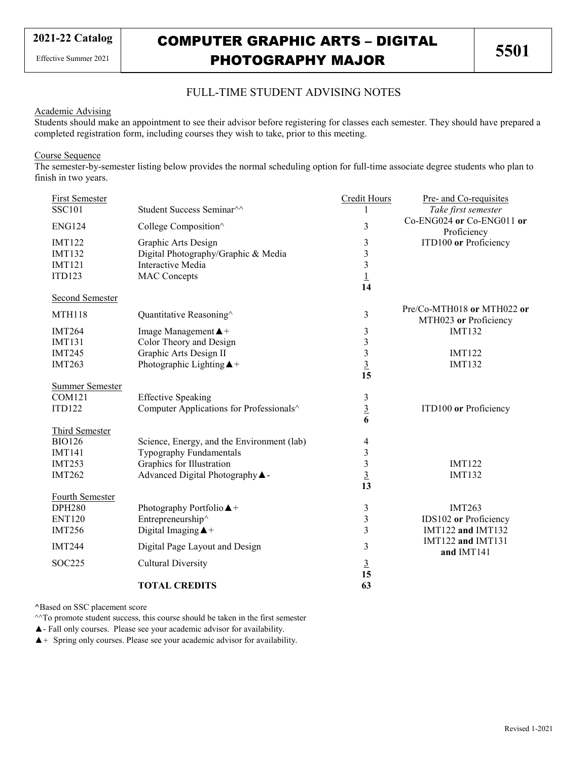**2021-22 Catalog**

Effective Summer 2021

# COMPUTER GRAPHIC ARTS – DIGITAL PHOTOGRAPHY MAJOR

**5501**

## FULL-TIME STUDENT ADVISING NOTES

### Academic Advising

Students should make an appointment to see their advisor before registering for classes each semester. They should have prepared a completed registration form, including courses they wish to take, prior to this meeting.

### Course Sequence

The semester-by-semester listing below provides the normal scheduling option for full-time associate degree students who plan to finish in two years.

| | | | |
|---|---|---|---|
| First Semester | | Credit Hours | Pre- and Co-requisites |
| SSC101 | Student Success Seminar^^ | 1 | *Take first semester* |
| ENG124 | College Composition^ | 3 | Co-ENG024 **or** Co-ENG011 **or** Proficiency |
| IMT122 | Graphic Arts Design | 3 | ITD100 **or** Proficiency |
| IMT132 | Digital Photography/Graphic & Media | 3 | |
| IMT121 | Interactive Media | 3 | |
| ITD123 | MAC Concepts | 1 | |
| | | **14** | |
| Second Semester | | | |
| MTH118 | Quantitative Reasoning^ | 3 | Pre/Co-MTH018 **or** MTH022 **or** MTH023 **or** Proficiency |
| IMT264 | Image Management▲+ | 3 | IMT132 |
| IMT131 | Color Theory and Design | 3 | |
| IMT245 | Graphic Arts Design II | 3 | IMT122 |
| IMT263 | Photographic Lighting▲+ | 3 | IMT132 |
| | | **15** | |
| Summer Semester | | | |
| COM121 | Effective Speaking | 3 | |
| ITD122 | Computer Applications for Professionals^ | 3 | ITD100 **or** Proficiency |
| | | **6** | |
| Third Semester | | | |
| BIO126 | Science, Energy, and the Environment (lab) | 4 | |
| IMT141 | Typography Fundamentals | 3 | |
| IMT253 | Graphics for Illustration | 3 | IMT122 |
| IMT262 | Advanced Digital Photography▲- | 3 | IMT132 |
| | | **13** | |
| Fourth Semester | | | |
| DPH280 | Photography Portfolio▲+ | 3 | IMT263 |
| ENT120 | Entrepreneurship^ | 3 | IDS102 **or** Proficiency |
| IMT256 | Digital Imaging▲+ | 3 | IMT122 **and** IMT132 |
| IMT244 | Digital Page Layout and Design | 3 | IMT122 **and** IMT131 **and** IMT141 |
| SOC225 | Cultural Diversity | 3 | |
| | | **15** | |
| | **TOTAL CREDITS** | **63** | |

^Based on SSC placement score

^^To promote student success, this course should be taken in the first semester

▲- Fall only courses. Please see your academic advisor for availability.

▲+ Spring only courses. Please see your academic advisor for availability.

Revised 1-2021